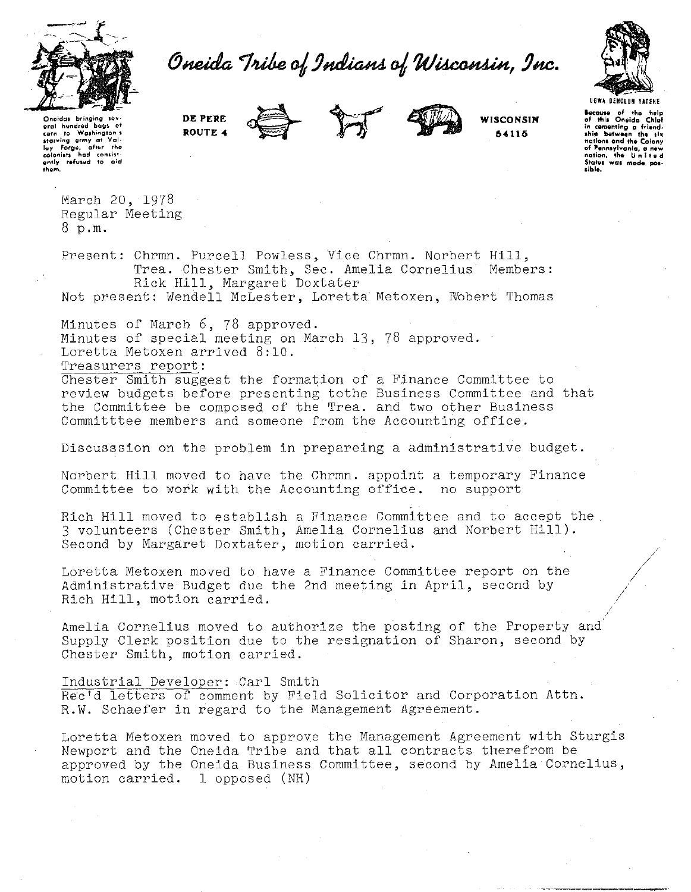# Oneida Tribe of Indians of Wisconsin, Inc.

Oneidas bringing several hundred bags of corn to Washington's starving army at Valley Forge, after the colonists had consistently refused to aid them.

DE PERE
ROUTE 4

WISCONSIN
54115

UGWA DEHOLUN YATEHE

Because of the help of this Oneida Chief in cementing a friendship between the six nations and the Colony of Pennsylvania, a new nation, the United States was made possible.

March 20, 1978
Regular Meeting
8 p.m.

Present: Chrmn. Purcell Powless, Vice Chrmn. Norbert Hill, Trea. Chester Smith, Sec. Amelia Cornelius Members: Rick Hill, Margaret Doxtater
Not present: Wendell McLester, Loretta Metoxen, Robert Thomas

Minutes of March 6, 78 approved.
Minutes of special meeting on March 13, 78 approved.
Loretta Metoxen arrived 8:10.
Treasurers report:
Chester Smith suggest the formation of a Finance Committee to review budgets before presenting tothe Business Committee and that the Committee be composed of the Trea. and two other Business Committtee members and someone from the Accounting office.

Discusssion on the problem in prepareing a administrative budget.

Norbert Hill moved to have the Chrmn. appoint a temporary Finance Committee to work with the Accounting office. no support

Rich Hill moved to establish a Finance Committee and to accept the 3 volunteers (Chester Smith, Amelia Cornelius and Norbert Hill). Second by Margaret Doxtater, motion carried.

Loretta Metoxen moved to have a Finance Committee report on the Administrative Budget due the 2nd meeting in April, second by Rich Hill, motion carried.

Amelia Cornelius moved to authorize the posting of the Property and Supply Clerk position due to the resignation of Sharon, second by Chester Smith, motion carried.

Industrial Developer: Carl Smith
Rec'd letters of comment by Field Solicitor and Corporation Attn. R.W. Schaefer in regard to the Management Agreement.

Loretta Metoxen moved to approve the Management Agreement with Sturgis Newport and the Oneida Tribe and that all contracts therefrom be approved by the Oneida Business Committee, second by Amelia Cornelius, motion carried. 1 opposed (NH)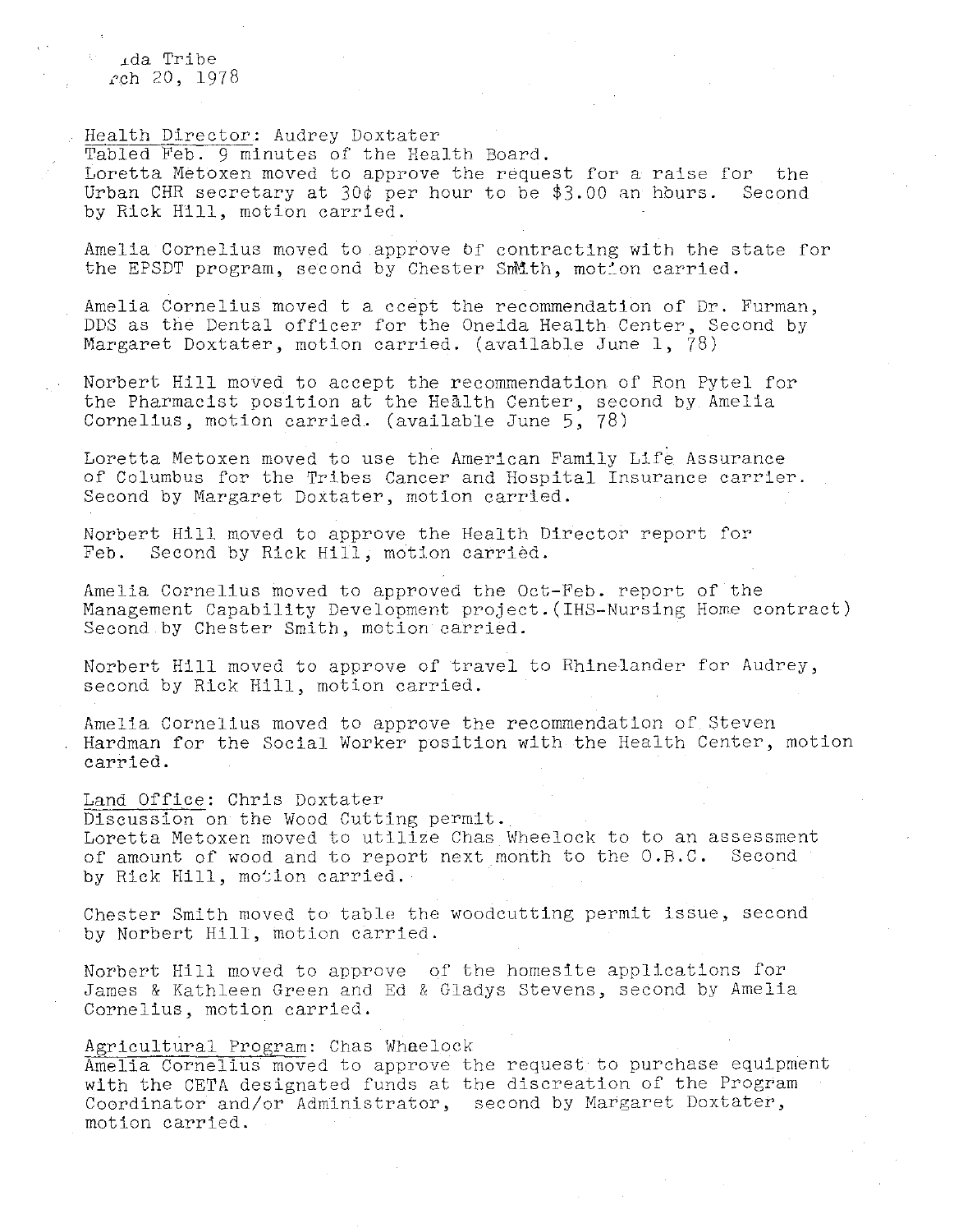ıda Tribe
ṙch 20, 1978

Health Director: Audrey Doxtater
Tabled Feb. 9 minutes of the Health Board.
Loretta Metoxen moved to approve the request for a raise for the Urban CHR secretary at 30¢ per hour to be $3.00 an hours. Second by Rick Hill, motion carried.

Amelia Cornelius moved to approve of contracting with the state for the EPSDT program, second by Chester Smith, motion carried.

Amelia Cornelius moved t a ccept the recommendation of Dr. Furman, DDS as the Dental officer for the Oneida Health Center, Second by Margaret Doxtater, motion carried. (available June 1, 78)

Norbert Hill moved to accept the recommendation of Ron Pytel for the Pharmacist position at the Health Center, second by Amelia Cornelius, motion carried. (available June 5, 78)

Loretta Metoxen moved to use the American Family Life Assurance of Columbus for the Tribes Cancer and Hospital Insurance carrier. Second by Margaret Doxtater, motion carried.

Norbert Hill moved to approve the Health Director report for Feb. Second by Rick Hill, motion carried.

Amelia Cornelius moved to approved the Oct-Feb. report of the Management Capability Development project.(IHS-Nursing Home contract) Second by Chester Smith, motion carried.

Norbert Hill moved to approve of travel to Rhinelander for Audrey, second by Rick Hill, motion carried.

Amelia Cornelius moved to approve the recommendation of Steven Hardman for the Social Worker position with the Health Center, motion carried.

Land Office: Chris Doxtater
Discussion on the Wood Cutting permit.
Loretta Metoxen moved to utilize Chas Wheelock to to an assessment of amount of wood and to report next month to the O.B.C. Second by Rick Hill, motion carried.

Chester Smith moved to table the woodcutting permit issue, second by Norbert Hill, motion carried.

Norbert Hill moved to approve of the homesite applications for James & Kathleen Green and Ed & Gladys Stevens, second by Amelia Cornelius, motion carried.

Agricultural Program: Chas Wheelock
Amelia Cornelius moved to approve the request to purchase equipment with the CETA designated funds at the discreation of the Program Coordinator and/or Administrator, second by Margaret Doxtater, motion carried.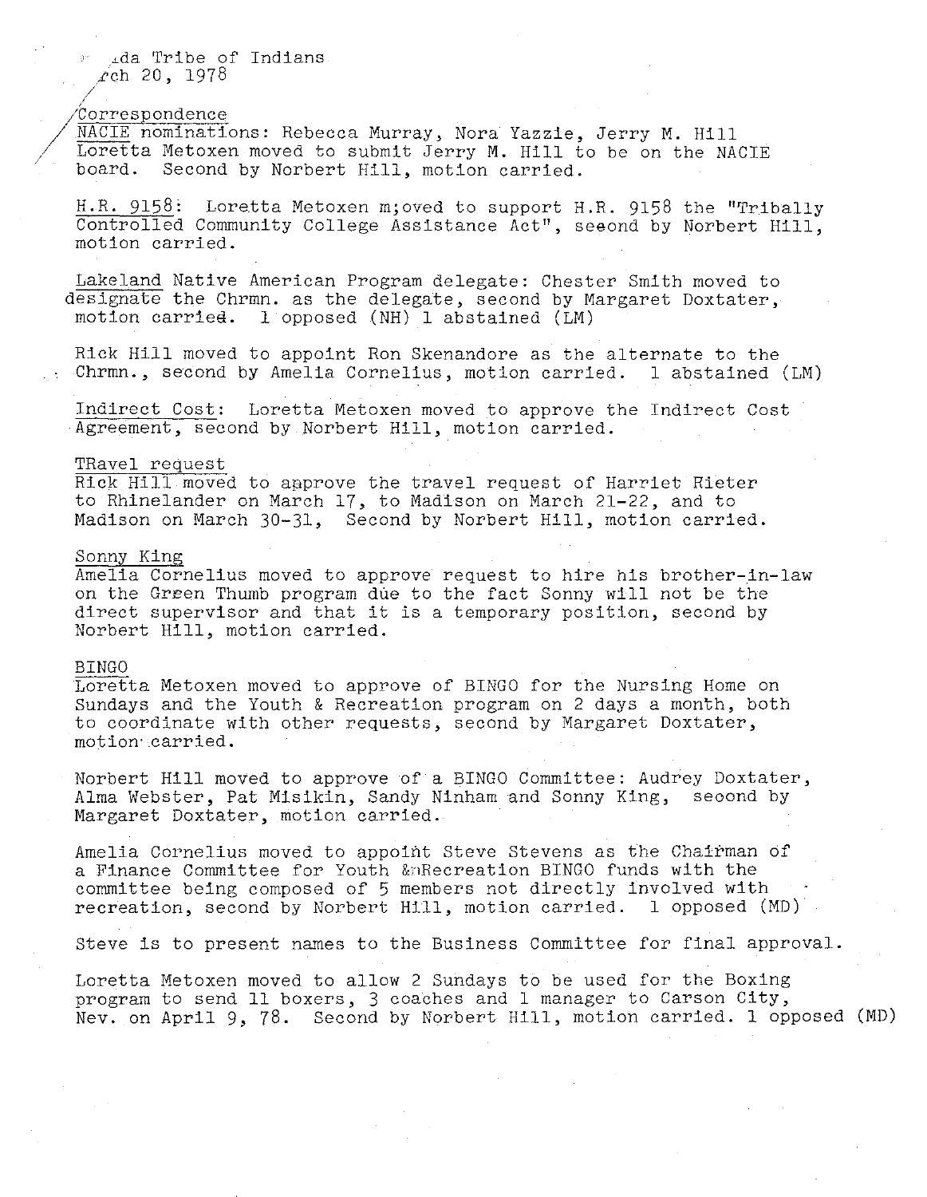...da Tribe of Indians
...rch 20, 1978

Correspondence
NACIE nominations: Rebecca Murray, Nora Yazzie, Jerry M. Hill
Loretta Metoxen moved to submit Jerry M. Hill to be on the NACIE board. Second by Norbert Hill, motion carried.

H.R. 9158: Loretta Metoxen m;oved to support H.R. 9158 the "Tribally Controlled Community College Assistance Act", seeond by Norbert Hill, motion carried.

Lakeland Native American Program delegate: Chester Smith moved to designate the Chrmn. as the delegate, second by Margaret Doxtater, motion carried. 1 opposed (NH) 1 abstained (LM)

Rick Hill moved to appoint Ron Skenandore as the alternate to the Chrmn., second by Amelia Cornelius, motion carried. 1 abstained (LM)

Indirect Cost: Loretta Metoxen moved to approve the Indirect Cost Agreement, second by Norbert Hill, motion carried.

TRavel request
Rick Hill moved to approve the travel request of Harriet Rieter to Rhinelander on March 17, to Madison on March 21-22, and to Madison on March 30-31, Second by Norbert Hill, motion carried.

Sonny King
Amelia Cornelius moved to approve request to hire his brother-in-law on the Green Thumb program due to the fact Sonny will not be the direct supervisor and that it is a temporary position, second by Norbert Hill, motion carried.

BINGO
Loretta Metoxen moved to approve of BINGO for the Nursing Home on Sundays and the Youth & Recreation program on 2 days a month, both to coordinate with other requests, second by Margaret Doxtater, motion carried.

Norbert Hill moved to approve of a BINGO Committee: Audrey Doxtater, Alma Webster, Pat Misikin, Sandy Ninham and Sonny King, seeond by Margaret Doxtater, motion carried.

Amelia Cornelius moved to appoint Steve Stevens as the Chairman of a Finance Committee for Youth &nRecreation BINGO funds with the committee being composed of 5 members not directly involved with recreation, second by Norbert Hill, motion carried. 1 opposed (MD)

Steve is to present names to the Business Committee for final approval.

Loretta Metoxen moved to allow 2 Sundays to be used for the Boxing program to send 11 boxers, 3 coaches and 1 manager to Carson City, Nev. on April 9, 78. Second by Norbert Hill, motion carried. 1 opposed (MD)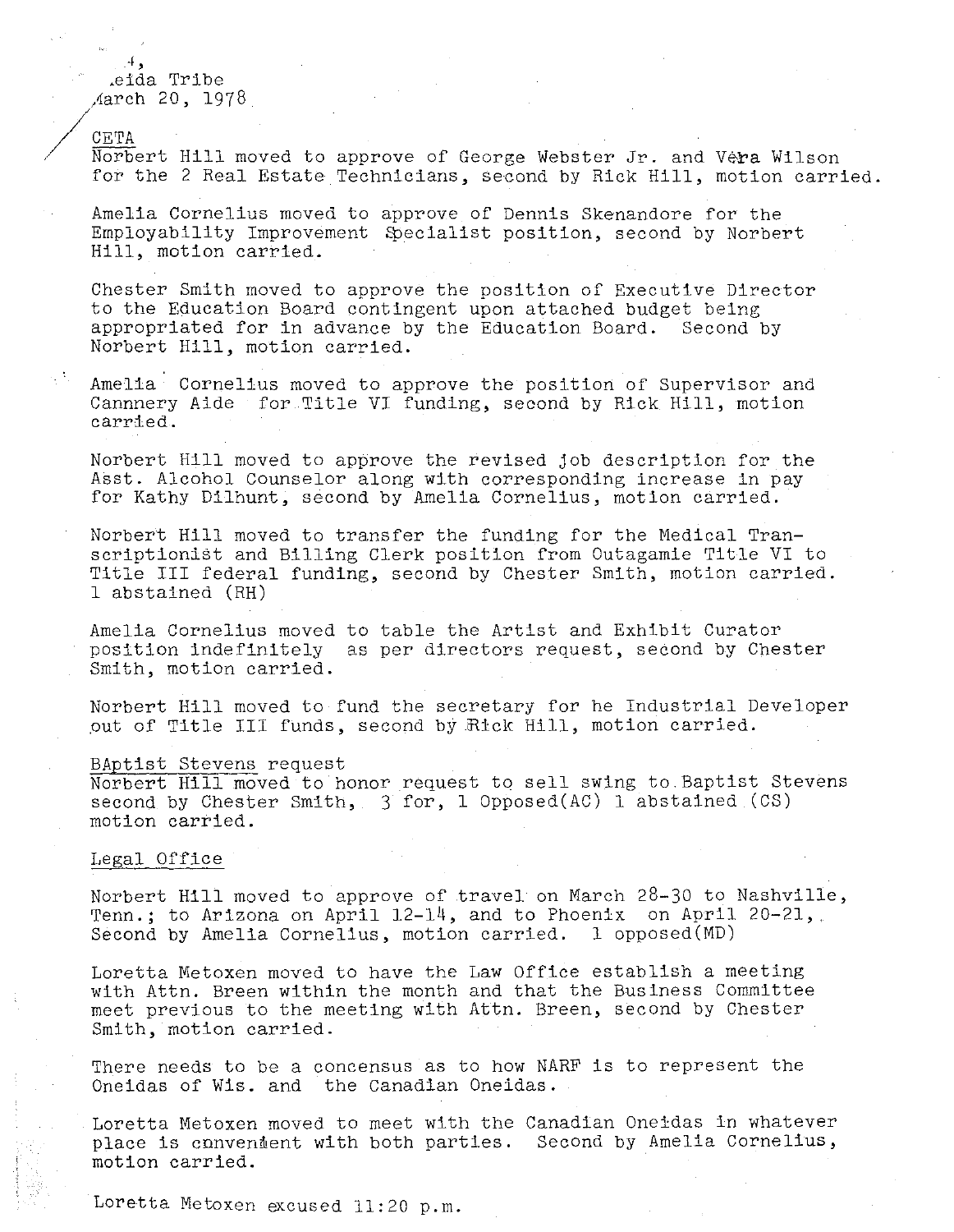## CETA

Norbert Hill moved to approve of George Webster Jr. and Vera Wilson for the 2 Real Estate Technicians, second by Rick Hill, motion carried.

Amelia Cornelius moved to approve of Dennis Skenandore for the Employability Improvement Specialist position, second by Norbert Hill, motion carried.

Chester Smith moved to approve the position of Executive Director to the Education Board contingent upon attached budget being appropriated for in advance by the Education Board. Second by Norbert Hill, motion carried.

Amelia Cornelius moved to approve the position of Supervisor and Cannnery Aide for Title VI funding, second by Rick Hill, motion carried.

Norbert Hill moved to approve the revised job description for the Asst. Alcohol Counselor along with corresponding increase in pay for Kathy Dilhunt, second by Amelia Cornelius, motion carried.

Norbert Hill moved to transfer the funding for the Medical Transcriptionist and Billing Clerk position from Outagamie Title VI to Title III federal funding, second by Chester Smith, motion carried. 1 abstained (RH)

Amelia Cornelius moved to table the Artist and Exhibit Curator position indefinitely as per directors request, second by Chester Smith, motion carried.

Norbert Hill moved to fund the secretary for he Industrial Developer out of Title III funds, second by Rick Hill, motion carried.

## BAptist Stevens request

Norbert Hill moved to honor request to sell swing to Baptist Stevens second by Chester Smith, 3 for, 1 Opposed(AC) 1 abstained (CS) motion carried.

## Legal Office

Norbert Hill moved to approve of travel on March 28-30 to Nashville, Tenn.; to Arizona on April 12-14, and to Phoenix on April 20-21, Second by Amelia Cornelius, motion carried. 1 opposed(MD)

Loretta Metoxen moved to have the Law Office establish a meeting with Attn. Breen within the month and that the Business Committee meet previous to the meeting with Attn. Breen, second by Chester Smith, motion carried.

There needs to be a concensus as to how NARF is to represent the Oneidas of Wis. and the Canadian Oneidas.

Loretta Metoxen moved to meet with the Canadian Oneidas in whatever place is convenient with both parties. Second by Amelia Cornelius, motion carried.

Loretta Metoxen excused 11:20 p.m.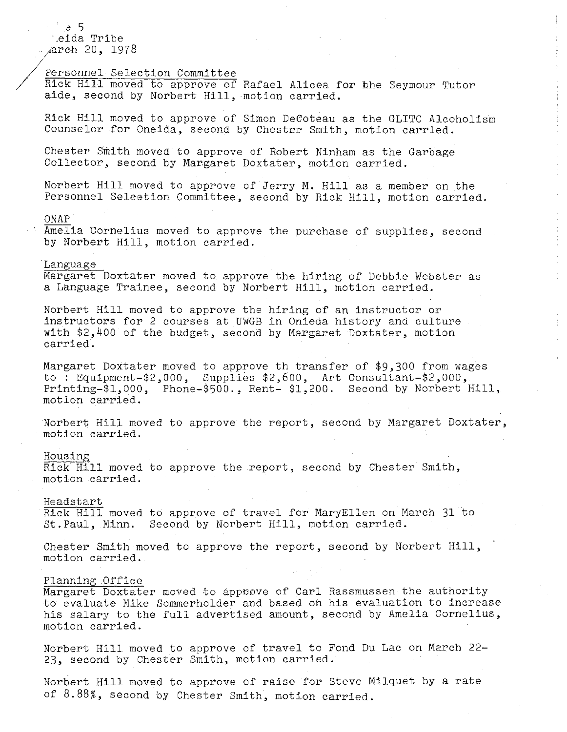## Personnel Selection Committee

Rick Hill moved to approve of Rafael Alicea for the Seymour Tutor aide, second by Norbert Hill, motion carried.

Rick Hill moved to approve of Simon DeCoteau as the GLITC Alcoholism Counselor for Oneida, second by Chester Smith, motion carried.

Chester Smith moved to approve of Robert Ninham as the Garbage Collector, second by Margaret Doxtater, motion carried.

Norbert Hill moved to approve of Jerry M. Hill as a member on the Personnel Selection Committee, second by Rick Hill, motion carried.

## ONAP

Amelia Cornelius moved to approve the purchase of supplies, second by Norbert Hill, motion carried.

## Language

Margaret Doxtater moved to approve the hiring of Debbie Webster as a Language Trainee, second by Norbert Hill, motion carried.

Norbert Hill moved to approve the hiring of an instructor or instructors for 2 courses at UWGB in Onieda history and culture with $2,400 of the budget, second by Margaret Doxtater, motion carried.

Margaret Doxtater moved to approve th transfer of $9,300 from wages to : Equipment-$2,000, Supplies $2,600, Art Consultant-$2,000, Printing-$1,000, Phone-$500., Rent- $1,200. Second by Norbert Hill, motion carried.

Norbert Hill moved to approve the report, second by Margaret Doxtater, motion carried.

## Housing

Rick Hill moved to approve the report, second by Chester Smith, motion carried.

## Headstart

Rick Hill moved to approve of travel for MaryEllen on March 31 to St.Paul, Minn. Second by Norbert Hill, motion carried.

Chester Smith moved to approve the report, second by Norbert Hill, motion carried.

## Planning Office

Margaret Doxtater moved to approve of Carl Rassmussen the authority to evaluate Mike Sommerholder and based on his evaluation to increase his salary to the full advertised amount, second by Amelia Cornelius, motion carried.

Norbert Hill moved to approve of travel to Fond Du Lac on March 22-23, second by Chester Smith, motion carried.

Norbert Hill moved to approve of raise for Steve Milquet by a rate of 8.88%, second by Chester Smith, motion carried.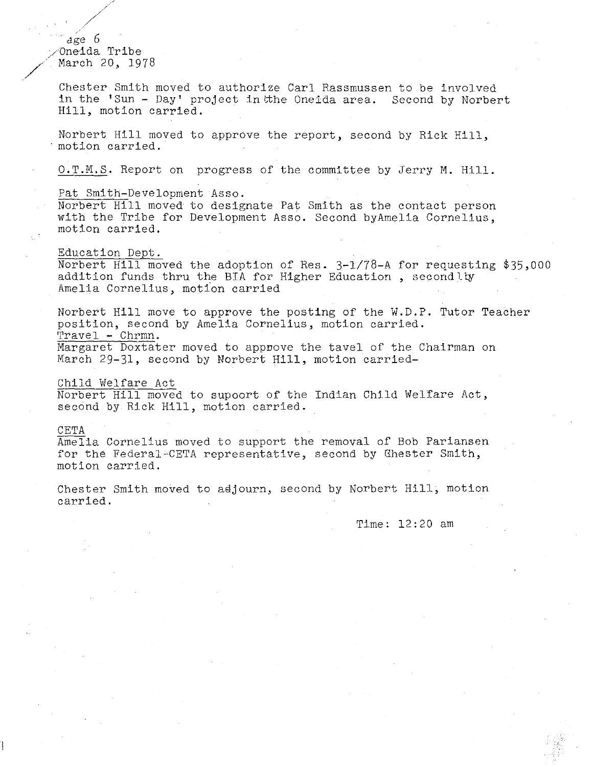Chester Smith moved to authorize Carl Rassmussen to be involved in the 'Sun - Day' project in the Oneida area. Second by Norbert Hill, motion carried.

Norbert Hill moved to approve the report, second by Rick Hill, motion carried.

O.T.M.S. Report on progress of the committee by Jerry M. Hill.

Pat Smith-Development Asso.
Norbert Hill moved to designate Pat Smith as the contact person with the Tribe for Development Asso. Second byAmelia Cornelius, motion carried.

Education Dept.
Norbert Hill moved the adoption of Res. 3-1/78-A for requesting $35,000 addition funds thru the BIA for Higher Education , secondlby Amelia Cornelius, motion carried

Norbert Hill move to approve the posting of the W.D.P. Tutor Teacher position, second by Amelia Cornelius, motion carried.

Travel - Chrmn.
Margaret Doxtater moved to appnove the tavel of the Chairman on March 29-31, second by Norbert Hill, motion carried-

Child Welfare Act
Norbert Hill moved to supoort of the Indian Child Welfare Act, second by Rick Hill, motion carried.

CETA
Amelia Cornelius moved to support the removal of Bob Pariansen for the Federal-CETA representative, second by Chester Smith, motion carried.

Chester Smith moved to adjourn, second by Norbert Hill, motion carried.

Time: 12:20 am